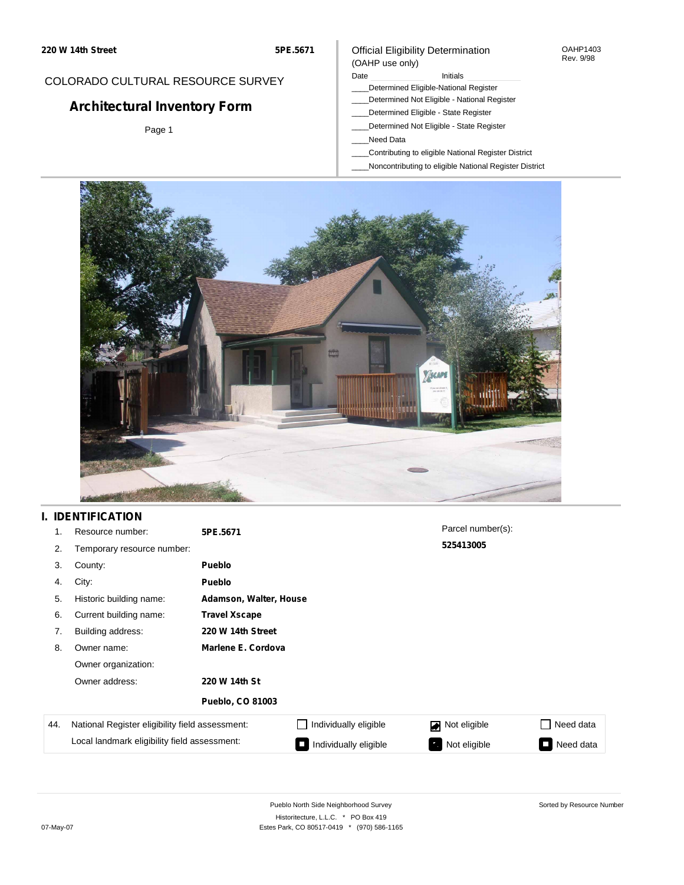220 W 14th Street | 5PE.5671

COLORADO CULTURAL RESOURCE SURVEY

# Architectural Inventory Form

Official Eligibility Determination
(OAHP use only)

OAHP1403
Rev. 9/98

Date ______ Initials ______

____Determined Eligible-National Register
____Determined Not Eligible - National Register
____Determined Eligible - State Register
____Determined Not Eligible - State Register
____Need Data
____Contributing to eligible National Register District
____Noncontributing to eligible National Register District

## I. IDENTIFICATION

1. Resource number: **5PE.5671**
2. Temporary resource number:
3. County: **Pueblo**
4. City: **Pueblo**
5. Historic building name: **Adamson, Walter, House**
6. Current building name: **Travel Xscape**
7. Building address: **220 W 14th Street**
8. Owner name: **Marlene E. Cordova**
   Owner organization:
   Owner address: **220 W 14th St**
   **Pueblo, CO 81003**

Parcel number(s): **525413005**

| 44. | National Register eligibility field assessment: | ☐ Individually eligible | ☑ Not eligible | ☐ Need data |
|---|---|---|---|---|
| | Local landmark eligibility field assessment: | ☐ Individually eligible | ☑ Not eligible | ☐ Need data |

Pueblo North Side Neighborhood Survey
Historitecture, L.L.C. * PO Box 419
Estes Park, CO 80517-0419 * (970) 586-1165

Sorted by Resource Number

07-May-07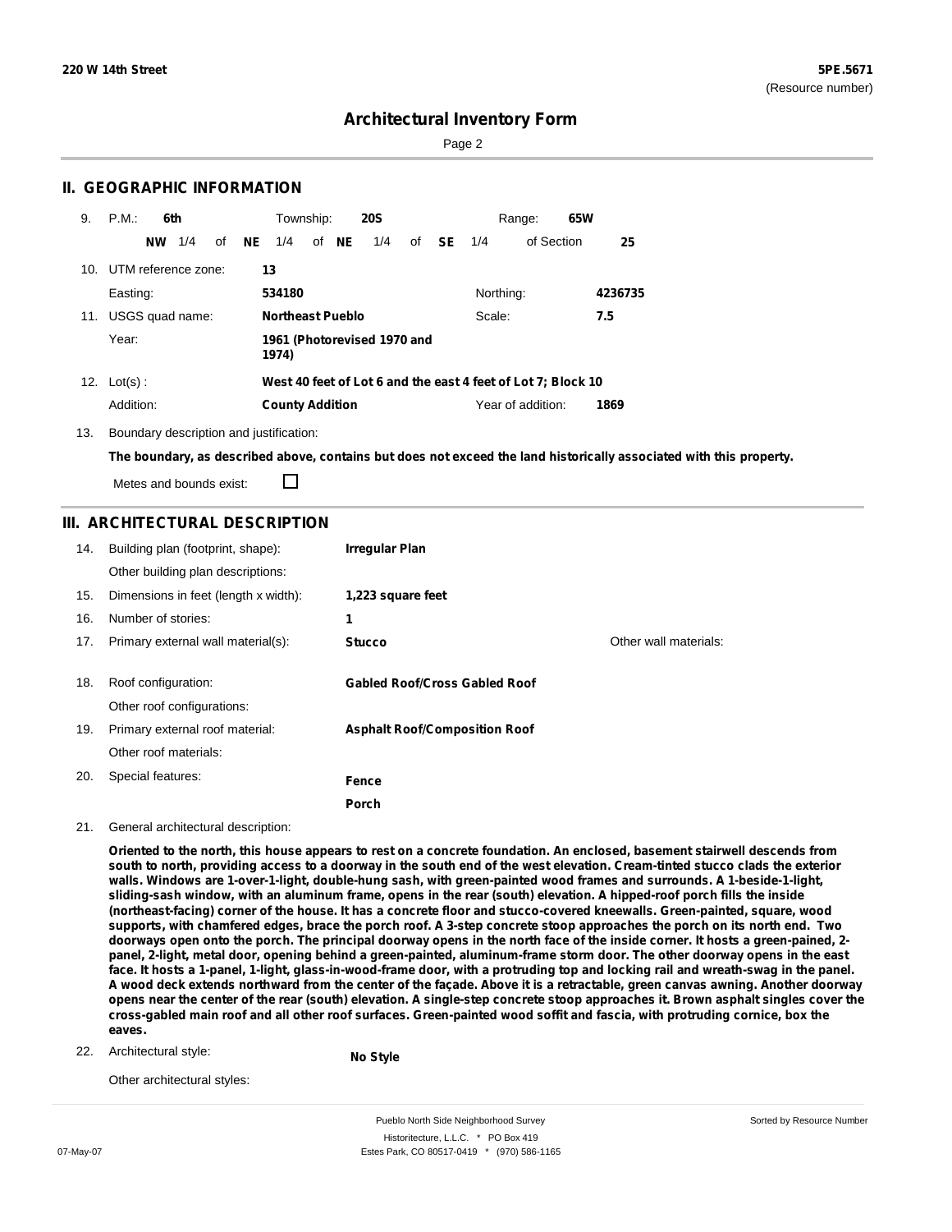# Architectural Inventory Form

## II. GEOGRAPHIC INFORMATION

9. P.M.: **6th** Township: **20S** Range: **65W**

**NW** 1/4 of **NE** 1/4 of **NE** 1/4 of **SE** 1/4 of Section **25**

10. UTM reference zone: **13**

Easting: **534180** Northing: **4236735**

11. USGS quad name: **Northeast Pueblo** Scale: **7.5**

Year: **1961 (Photorevised 1970 and 1974)**

12. Lot(s): **West 40 feet of Lot 6 and the east 4 feet of Lot 7; Block 10**

Addition: **County Addition** Year of addition: **1869**

13. Boundary description and justification:

**The boundary, as described above, contains but does not exceed the land historically associated with this property.**

Metes and bounds exist: ☐

## III. ARCHITECTURAL DESCRIPTION

14. Building plan (footprint, shape): **Irregular Plan**

Other building plan descriptions:

15. Dimensions in feet (length x width): **1,223 square feet**

16. Number of stories: **1**

17. Primary external wall material(s): **Stucco** Other wall materials:

18. Roof configuration: **Gabled Roof/Cross Gabled Roof**

Other roof configurations:

19. Primary external roof material: **Asphalt Roof/Composition Roof**

Other roof materials:

20. Special features: **Fence**, **Porch**

21. General architectural description:

**Oriented to the north, this house appears to rest on a concrete foundation. An enclosed, basement stairwell descends from south to north, providing access to a doorway in the south end of the west elevation. Cream-tinted stucco clads the exterior walls. Windows are 1-over-1-light, double-hung sash, with green-painted wood frames and surrounds. A 1-beside-1-light, sliding-sash window, with an aluminum frame, opens in the rear (south) elevation. A hipped-roof porch fills the inside (northeast-facing) corner of the house. It has a concrete floor and stucco-covered kneewalls. Green-painted, square, wood supports, with chamfered edges, brace the porch roof. A 3-step concrete stoop approaches the porch on its north end. Two doorways open onto the porch. The principal doorway opens in the north face of the inside corner. It hosts a green-pained, 2-panel, 2-light, metal door, opening behind a green-painted, aluminum-frame storm door. The other doorway opens in the east face. It hosts a 1-panel, 1-light, glass-in-wood-frame door, with a protruding top and locking rail and wreath-swag in the panel. A wood deck extends northward from the center of the façade. Above it is a retractable, green canvas awning. Another doorway opens near the center of the rear (south) elevation. A single-step concrete stoop approaches it. Brown asphalt singles cover the cross-gabled main roof and all other roof surfaces. Green-painted wood soffit and fascia, with protruding cornice, box the eaves.**

22. Architectural style: **No Style**

Other architectural styles: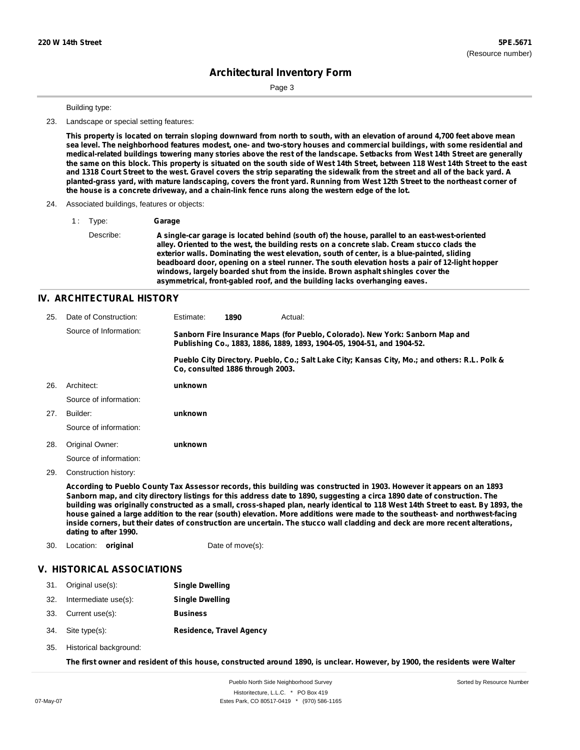Building type:

23. Landscape or special setting features:

**This property is located on terrain sloping downward from north to south, with an elevation of around 4,700 feet above mean sea level. The neighborhood features modest, one- and two-story houses and commercial buildings, with some residential and medical-related buildings towering many stories above the rest of the landscape. Setbacks from West 14th Street are generally the same on this block. This property is situated on the south side of West 14th Street, between 118 West 14th Street to the east and 1318 Court Street to the west. Gravel covers the strip separating the sidewalk from the street and all of the back yard. A planted-grass yard, with mature landscaping, covers the front yard. Running from West 12th Street to the northeast corner of the house is a concrete driveway, and a chain-link fence runs along the western edge of the lot.**

24. Associated buildings, features or objects:

1 : Type: **Garage**

Describe: **A single-car garage is located behind (south of) the house, parallel to an east-west-oriented alley. Oriented to the west, the building rests on a concrete slab. Cream stucco clads the exterior walls. Dominating the west elevation, south of center, is a blue-painted, sliding beadboard door, opening on a steel runner. The south elevation hosts a pair of 12-light hopper windows, largely boarded shut from the inside. Brown asphalt shingles cover the asymmetrical, front-gabled roof, and the building lacks overhanging eaves.**

## IV. ARCHITECTURAL HISTORY

25. Date of Construction: Estimate: **1890** Actual:

Source of Information: **Sanborn Fire Insurance Maps (for Pueblo, Colorado). New York: Sanborn Map and Publishing Co., 1883, 1886, 1889, 1893, 1904-05, 1904-51, and 1904-52.**

**Pueblo City Directory. Pueblo, Co.; Salt Lake City; Kansas City, Mo.; and others: R.L. Polk & Co, consulted 1886 through 2003.**

26. Architect: **unknown**

Source of information:

27. Builder: **unknown**

Source of information:

28. Original Owner: **unknown**

Source of information:

29. Construction history:

**According to Pueblo County Tax Assessor records, this building was constructed in 1903. However it appears on an 1893 Sanborn map, and city directory listings for this address date to 1890, suggesting a circa 1890 date of construction. The building was originally constructed as a small, cross-shaped plan, nearly identical to 118 West 14th Street to east. By 1893, the house gained a large addition to the rear (south) elevation. More additions were made to the southeast- and northwest-facing inside corners, but their dates of construction are uncertain. The stucco wall cladding and deck are more recent alterations, dating to after 1990.**

30. Location: **original** Date of move(s):

## V. HISTORICAL ASSOCIATIONS

31. Original use(s): **Single Dwelling**

32. Intermediate use(s): **Single Dwelling**

33. Current use(s): **Business**

34. Site type(s): **Residence, Travel Agency**

35. Historical background:

**The first owner and resident of this house, constructed around 1890, is unclear. However, by 1900, the residents were Walter**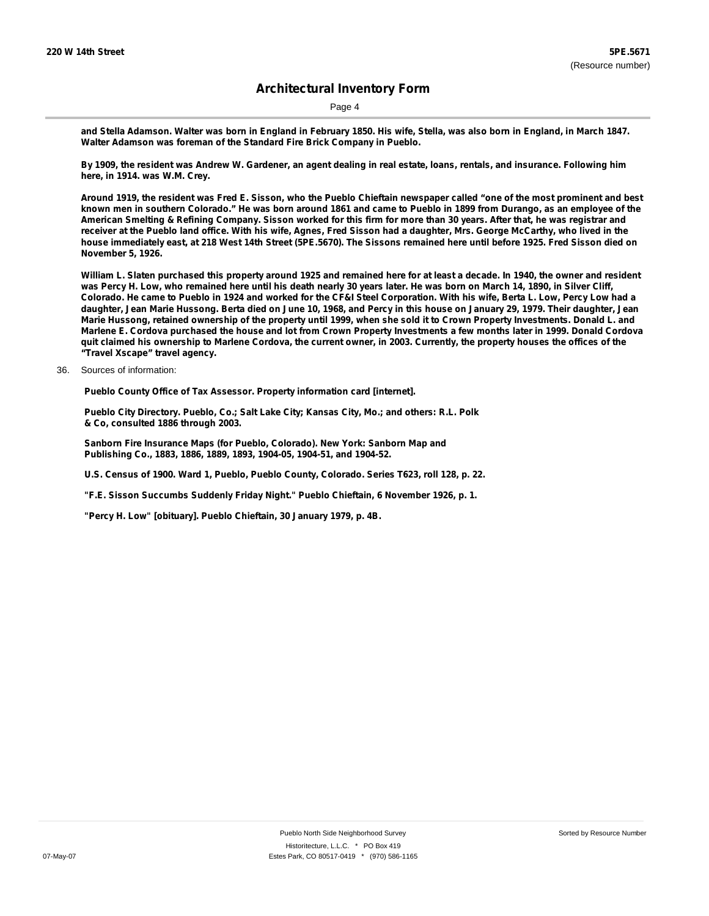and Stella Adamson. Walter was born in England in February 1850. His wife, Stella, was also born in England, in March 1847. Walter Adamson was foreman of the Standard Fire Brick Company in Pueblo.

By 1909, the resident was Andrew W. Gardener, an agent dealing in real estate, loans, rentals, and insurance. Following him here, in 1914. was W.M. Crey.

Around 1919, the resident was Fred E. Sisson, who the Pueblo Chieftain newspaper called "one of the most prominent and best known men in southern Colorado." He was born around 1861 and came to Pueblo in 1899 from Durango, as an employee of the American Smelting & Refining Company. Sisson worked for this firm for more than 30 years. After that, he was registrar and receiver at the Pueblo land office. With his wife, Agnes, Fred Sisson had a daughter, Mrs. George McCarthy, who lived in the house immediately east, at 218 West 14th Street (5PE.5670). The Sissons remained here until before 1925. Fred Sisson died on November 5, 1926.

William L. Slaten purchased this property around 1925 and remained here for at least a decade. In 1940, the owner and resident was Percy H. Low, who remained here until his death nearly 30 years later. He was born on March 14, 1890, in Silver Cliff, Colorado. He came to Pueblo in 1924 and worked for the CF&I Steel Corporation. With his wife, Berta L. Low, Percy Low had a daughter, Jean Marie Hussong. Berta died on June 10, 1968, and Percy in this house on January 29, 1979. Their daughter, Jean Marie Hussong, retained ownership of the property until 1999, when she sold it to Crown Property Investments. Donald L. and Marlene E. Cordova purchased the house and lot from Crown Property Investments a few months later in 1999. Donald Cordova quit claimed his ownership to Marlene Cordova, the current owner, in 2003. Currently, the property houses the offices of the "Travel Xscape" travel agency.

36. Sources of information:

Pueblo County Office of Tax Assessor. Property information card [internet].

Pueblo City Directory. Pueblo, Co.; Salt Lake City; Kansas City, Mo.; and others: R.L. Polk & Co, consulted 1886 through 2003.

Sanborn Fire Insurance Maps (for Pueblo, Colorado). New York: Sanborn Map and Publishing Co., 1883, 1886, 1889, 1893, 1904-05, 1904-51, and 1904-52.

U.S. Census of 1900. Ward 1, Pueblo, Pueblo County, Colorado. Series T623, roll 128, p. 22.

"F.E. Sisson Succumbs Suddenly Friday Night." Pueblo Chieftain, 6 November 1926, p. 1.

"Percy H. Low" [obituary]. Pueblo Chieftain, 30 January 1979, p. 4B.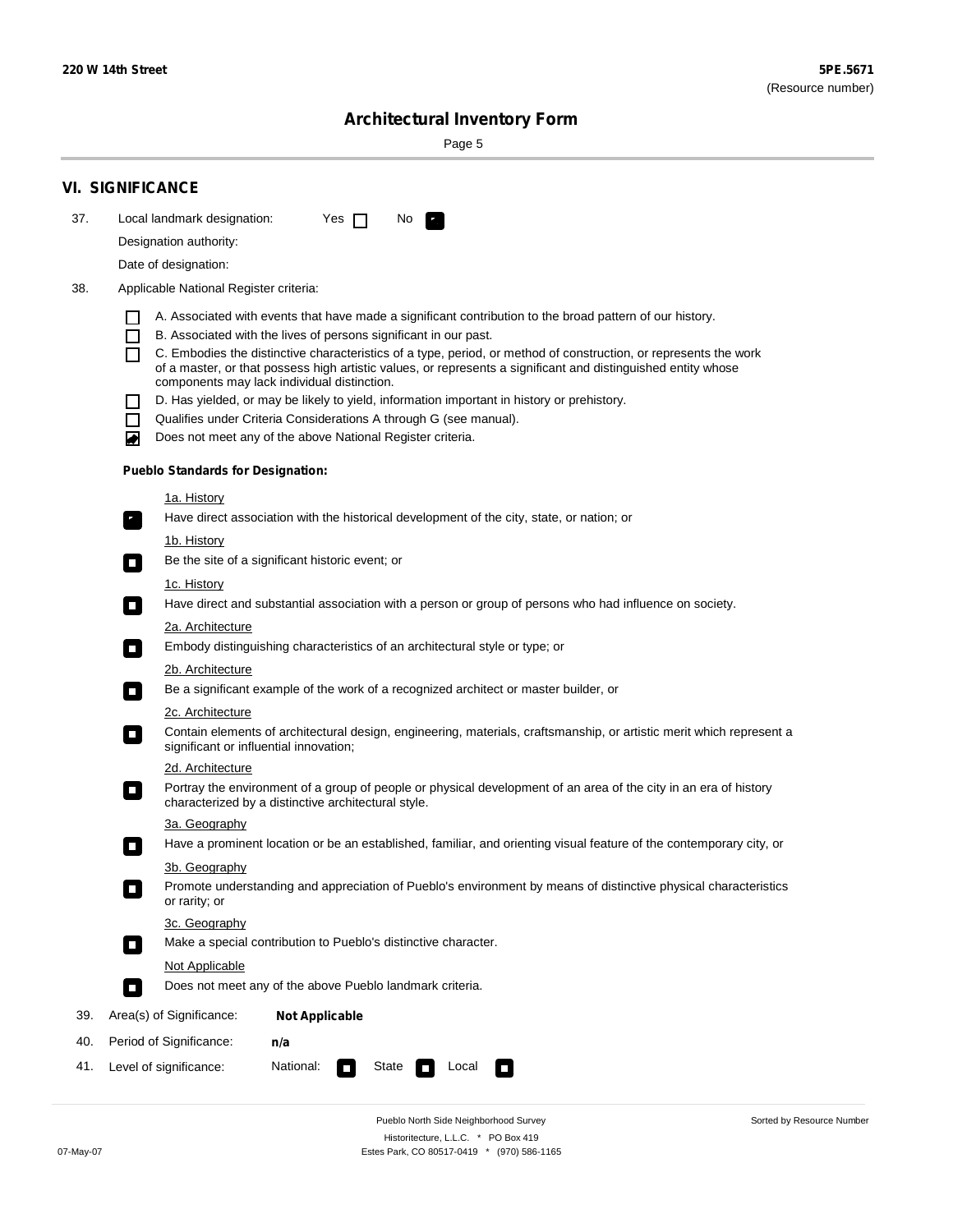220 W 14th Street

5PE.5671
(Resource number)

# Architectural Inventory Form

## VI. SIGNIFICANCE

37. Local landmark designation: Yes ☐ No ☑

    Designation authority:

    Date of designation:

38. Applicable National Register criteria:

    ☐ A. Associated with events that have made a significant contribution to the broad pattern of our history.

    ☐ B. Associated with the lives of persons significant in our past.

    ☐ C. Embodies the distinctive characteristics of a type, period, or method of construction, or represents the work of a master, or that possess high artistic values, or represents a significant and distinguished entity whose components may lack individual distinction.

    ☐ D. Has yielded, or may be likely to yield, information important in history or prehistory.

    ☐ Qualifies under Criteria Considerations A through G (see manual).

    ☑ Does not meet any of the above National Register criteria.

    **Pueblo Standards for Designation:**

    1a. History
    ☑ Have direct association with the historical development of the city, state, or nation; or

    1b. History
    ☐ Be the site of a significant historic event; or

    1c. History
    ☐ Have direct and substantial association with a person or group of persons who had influence on society.

    2a. Architecture
    ☐ Embody distinguishing characteristics of an architectural style or type; or

    2b. Architecture
    ☐ Be a significant example of the work of a recognized architect or master builder, or

    2c. Architecture
    ☐ Contain elements of architectural design, engineering, materials, craftsmanship, or artistic merit which represent a significant or influential innovation;

    2d. Architecture
    ☐ Portray the environment of a group of people or physical development of an area of the city in an era of history characterized by a distinctive architectural style.

    3a. Geography
    ☐ Have a prominent location or be an established, familiar, and orienting visual feature of the contemporary city, or

    3b. Geography
    ☐ Promote understanding and appreciation of Pueblo's environment by means of distinctive physical characteristics or rarity; or

    3c. Geography
    ☐ Make a special contribution to Pueblo's distinctive character.

    Not Applicable
    ☐ Does not meet any of the above Pueblo landmark criteria.

39. Area(s) of Significance: **Not Applicable**

40. Period of Significance: **n/a**

41. Level of significance: National: ☐ State ☐ Local ☐

Pueblo North Side Neighborhood Survey
Historitecture, L.L.C. * PO Box 419
Estes Park, CO 80517-0419 * (970) 586-1165

Sorted by Resource Number

07-May-07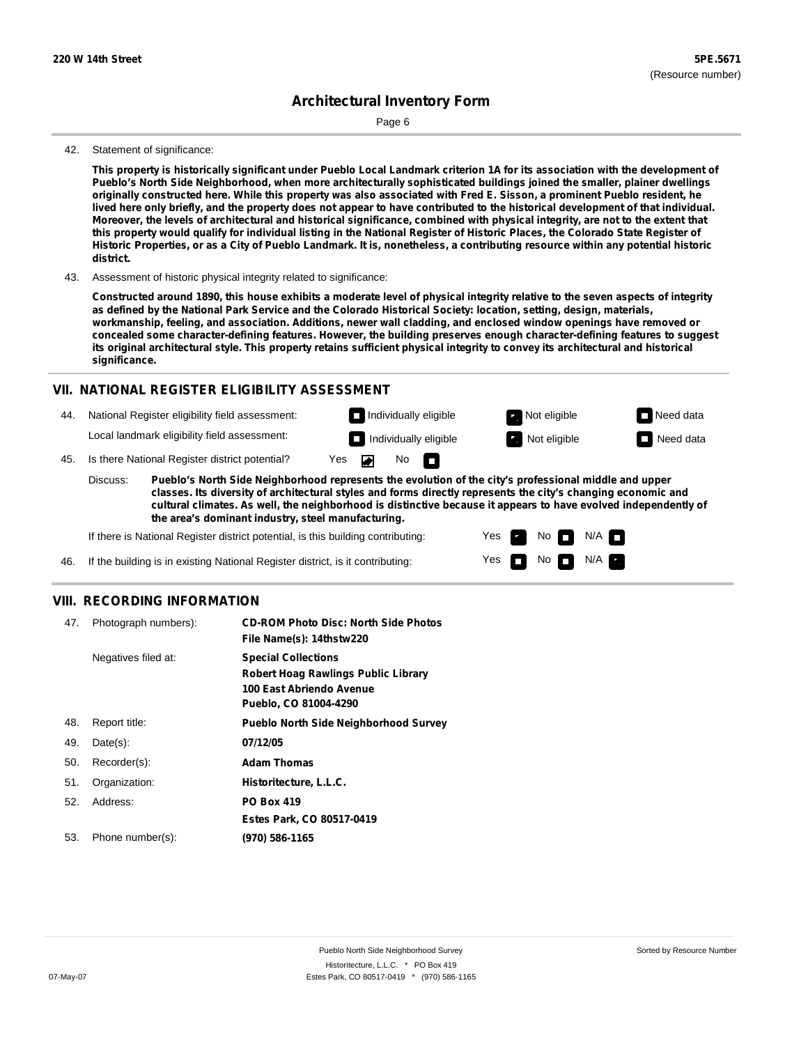## Architectural Inventory Form

42. Statement of significance:

**This property is historically significant under Pueblo Local Landmark criterion 1A for its association with the development of Pueblo's North Side Neighborhood, when more architecturally sophisticated buildings joined the smaller, plainer dwellings originally constructed here. While this property was also associated with Fred E. Sisson, a prominent Pueblo resident, he lived here only briefly, and the property does not appear to have contributed to the historical development of that individual. Moreover, the levels of architectural and historical significance, combined with physical integrity, are not to the extent that this property would qualify for individual listing in the National Register of Historic Places, the Colorado State Register of Historic Properties, or as a City of Pueblo Landmark. It is, nonetheless, a contributing resource within any potential historic district.**

43. Assessment of historic physical integrity related to significance:

**Constructed around 1890, this house exhibits a moderate level of physical integrity relative to the seven aspects of integrity as defined by the National Park Service and the Colorado Historical Society: location, setting, design, materials, workmanship, feeling, and association. Additions, newer wall cladding, and enclosed window openings have removed or concealed some character-defining features. However, the building preserves enough character-defining features to suggest its original architectural style. This property retains sufficient physical integrity to convey its architectural and historical significance.**

## VII. NATIONAL REGISTER ELIGIBILITY ASSESSMENT

44. National Register eligibility field assessment: ☐ Individually eligible ☑ Not eligible ☐ Need data

Local landmark eligibility field assessment: ☐ Individually eligible ☑ Not eligible ☐ Need data

45. Is there National Register district potential? Yes ☑ No ☐

Discuss: **Pueblo's North Side Neighborhood represents the evolution of the city's professional middle and upper classes. Its diversity of architectural styles and forms directly represents the city's changing economic and cultural climates. As well, the neighborhood is distinctive because it appears to have evolved independently of the area's dominant industry, steel manufacturing.**

If there is National Register district potential, is this building contributing: Yes ☑ No ☐ N/A ☐

46. If the building is in existing National Register district, is it contributing: Yes ☐ No ☐ N/A ☑

## VIII. RECORDING INFORMATION

47. Photograph numbers): **CD-ROM Photo Disc: North Side Photos**
**File Name(s): 14thstw220**

Negatives filed at: **Special Collections**
**Robert Hoag Rawlings Public Library**
**100 East Abriendo Avenue**
**Pueblo, CO 81004-4290**

48. Report title: **Pueblo North Side Neighborhood Survey**

49. Date(s): **07/12/05**

50. Recorder(s): **Adam Thomas**

51. Organization: **Historitecture, L.L.C.**

52. Address: **PO Box 419**
**Estes Park, CO 80517-0419**

53. Phone number(s): **(970) 586-1165**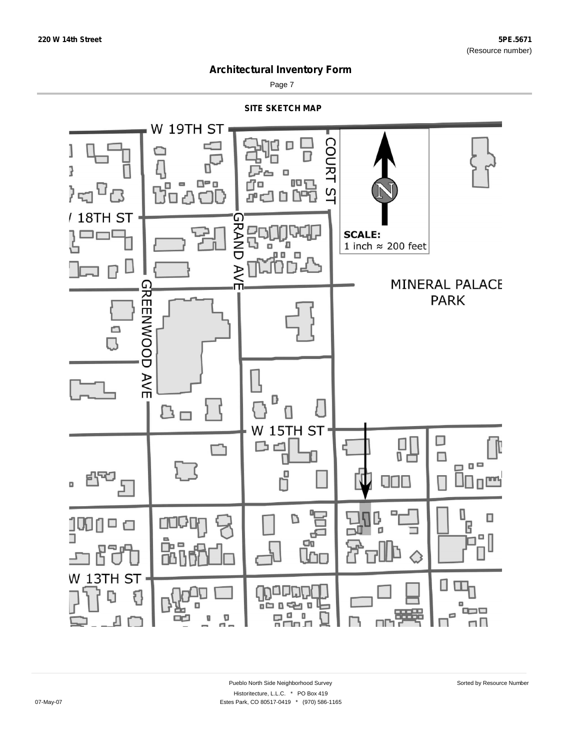# Architectural Inventory Form

## SITE SKETCH MAP

W 19TH ST

COURT ST

18TH ST

GRAND AVE

GREENWOOD AVE

MINERAL PALACE PARK

W 15TH ST

W 13TH ST

N

**SCALE:**
1 inch ≈ 200 feet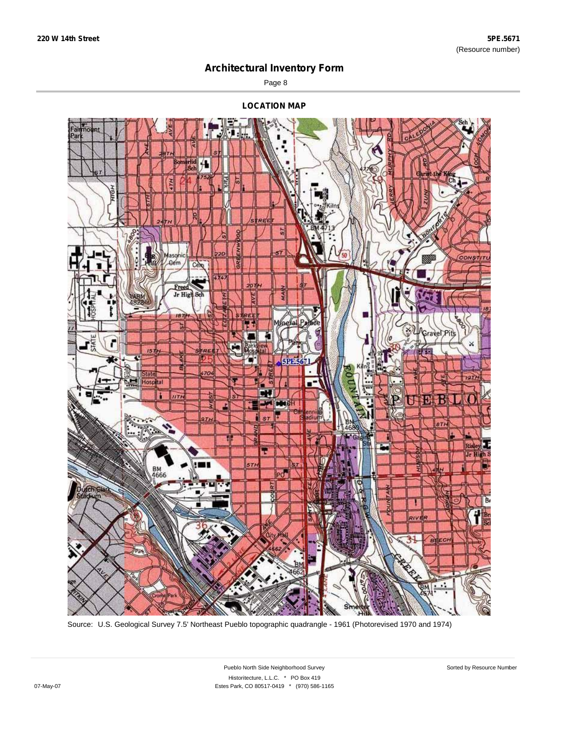## Architectural Inventory Form

### LOCATION MAP

Source: U.S. Geological Survey 7.5' Northeast Pueblo topographic quadrangle - 1961 (Photorevised 1970 and 1974)